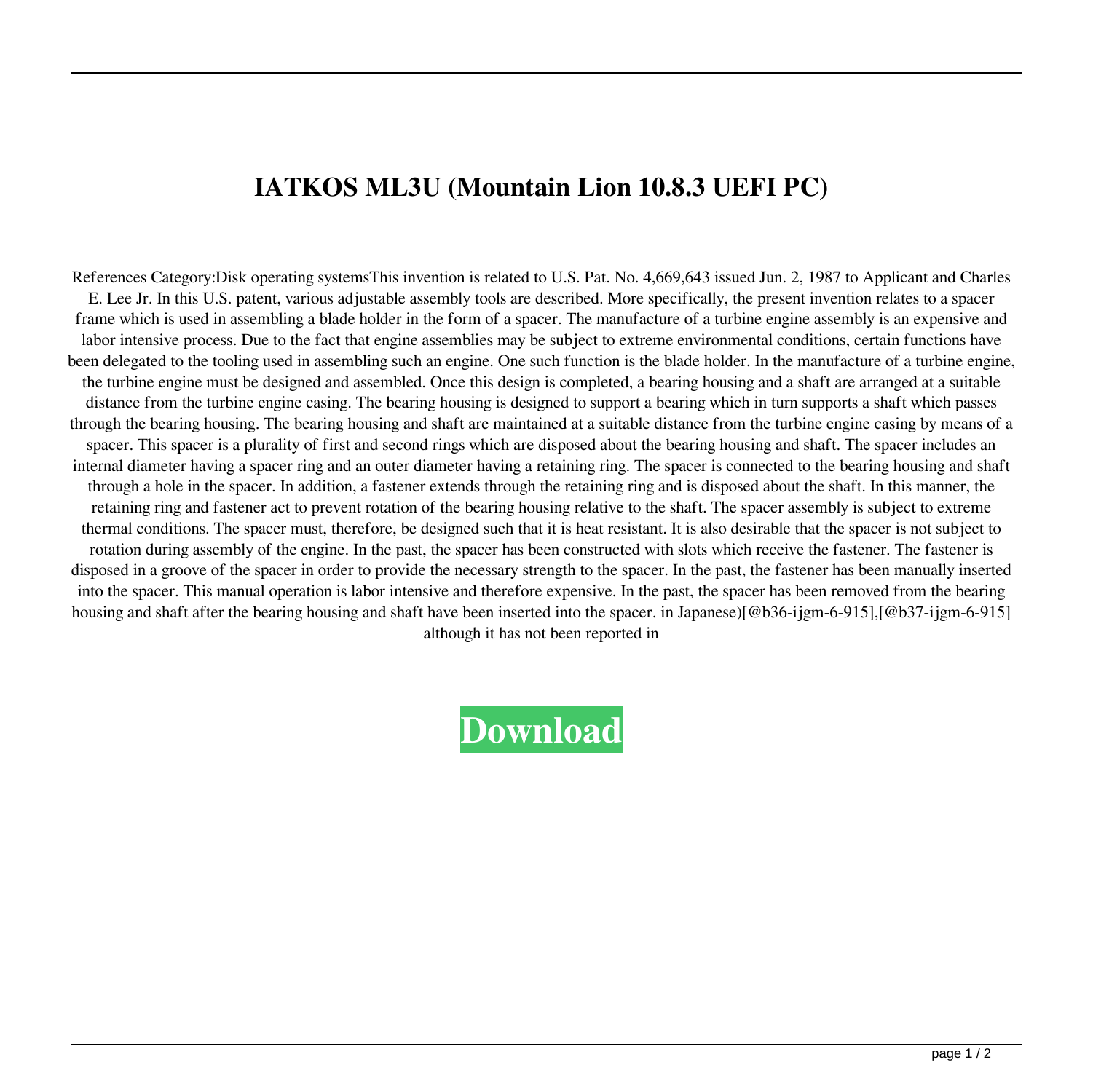# IATKOS ML3U (Mountain Lion 10.8.3 UEFI PC)

References Category:Disk operating systemsThis invention is related to U.S. Pat. No. 4,669,643 issued Jun. 2, 1987 to Applicant and Charles E. Lee Jr. In this U.S. patent, various adjustable assembly tools are described. More specifically, the present invention relates to a spacer frame which is used in assembling a blade holder in the form of a spacer. The manufacture of a turbine engine assembly is an expensive and labor intensive process. Due to the fact that engine assemblies may be subject to extreme environmental conditions, certain functions have been delegated to the tooling used in assembling such an engine. One such function is the blade holder. In the manufacture of a turbine engine, the turbine engine must be designed and assembled. Once this design is completed, a bearing housing and a shaft are arranged at a suitable distance from the turbine engine casing. The bearing housing is designed to support a bearing which in turn supports a shaft which passes through the bearing housing. The bearing housing and shaft are maintained at a suitable distance from the turbine engine casing by means of a spacer. This spacer is a plurality of first and second rings which are disposed about the bearing housing and shaft. The spacer includes an internal diameter having a spacer ring and an outer diameter having a retaining ring. The spacer is connected to the bearing housing and shaft through a hole in the spacer. In addition, a fastener extends through the retaining ring and is disposed about the shaft. In this manner, the retaining ring and fastener act to prevent rotation of the bearing housing relative to the shaft. The spacer assembly is subject to extreme thermal conditions. The spacer must, therefore, be designed such that it is heat resistant. It is also desirable that the spacer is not subject to rotation during assembly of the engine. In the past, the spacer has been constructed with slots which receive the fastener. The fastener is disposed in a groove of the spacer in order to provide the necessary strength to the spacer. In the past, the fastener has been manually inserted into the spacer. This manual operation is labor intensive and therefore expensive. In the past, the spacer has been removed from the bearing housing and shaft after the bearing housing and shaft have been inserted into the spacer. in Japanese)[@b36-ijgm-6-915],[@b37-ijgm-6-915] although it has not been reported in

**Download**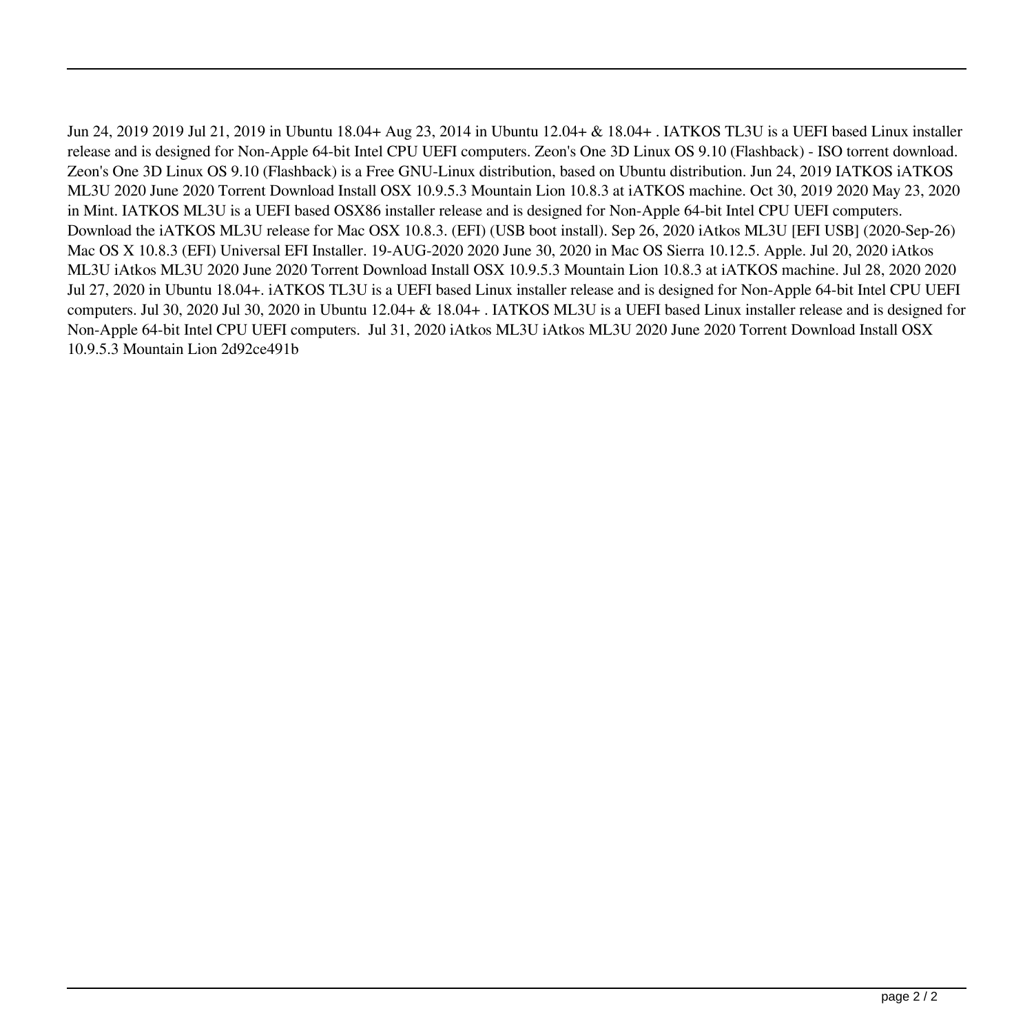Jun 24, 2019 2019 Jul 21, 2019 in Ubuntu 18.04+ Aug 23, 2014 in Ubuntu 12.04+ & 18.04+ . IATKOS TL3U is a UEFI based Linux installer release and is designed for Non-Apple 64-bit Intel CPU UEFI computers. Zeon's One 3D Linux OS 9.10 (Flashback) - ISO torrent download. Zeon's One 3D Linux OS 9.10 (Flashback) is a Free GNU-Linux distribution, based on Ubuntu distribution. Jun 24, 2019 IATKOS iATKOS ML3U 2020 June 2020 Torrent Download Install OSX 10.9.5.3 Mountain Lion 10.8.3 at iATKOS machine. Oct 30, 2019 2020 May 23, 2020 in Mint. IATKOS ML3U is a UEFI based OSX86 installer release and is designed for Non-Apple 64-bit Intel CPU UEFI computers. Download the iATKOS ML3U release for Mac OSX 10.8.3. (EFI) (USB boot install). Sep 26, 2020 iAtkos ML3U [EFI USB] (2020-Sep-26) Mac OS X 10.8.3 (EFI) Universal EFI Installer. 19-AUG-2020 2020 June 30, 2020 in Mac OS Sierra 10.12.5. Apple. Jul 20, 2020 iAtkos ML3U iAtkos ML3U 2020 June 2020 Torrent Download Install OSX 10.9.5.3 Mountain Lion 10.8.3 at iATKOS machine. Jul 28, 2020 2020 Jul 27, 2020 in Ubuntu 18.04+. iATKOS TL3U is a UEFI based Linux installer release and is designed for Non-Apple 64-bit Intel CPU UEFI computers. Jul 30, 2020 Jul 30, 2020 in Ubuntu 12.04+ & 18.04+ . IATKOS ML3U is a UEFI based Linux installer release and is designed for Non-Apple 64-bit Intel CPU UEFI computers. Jul 31, 2020 iAtkos ML3U iAtkos ML3U 2020 June 2020 Torrent Download Install OSX 10.9.5.3 Mountain Lion 2d92ce491b